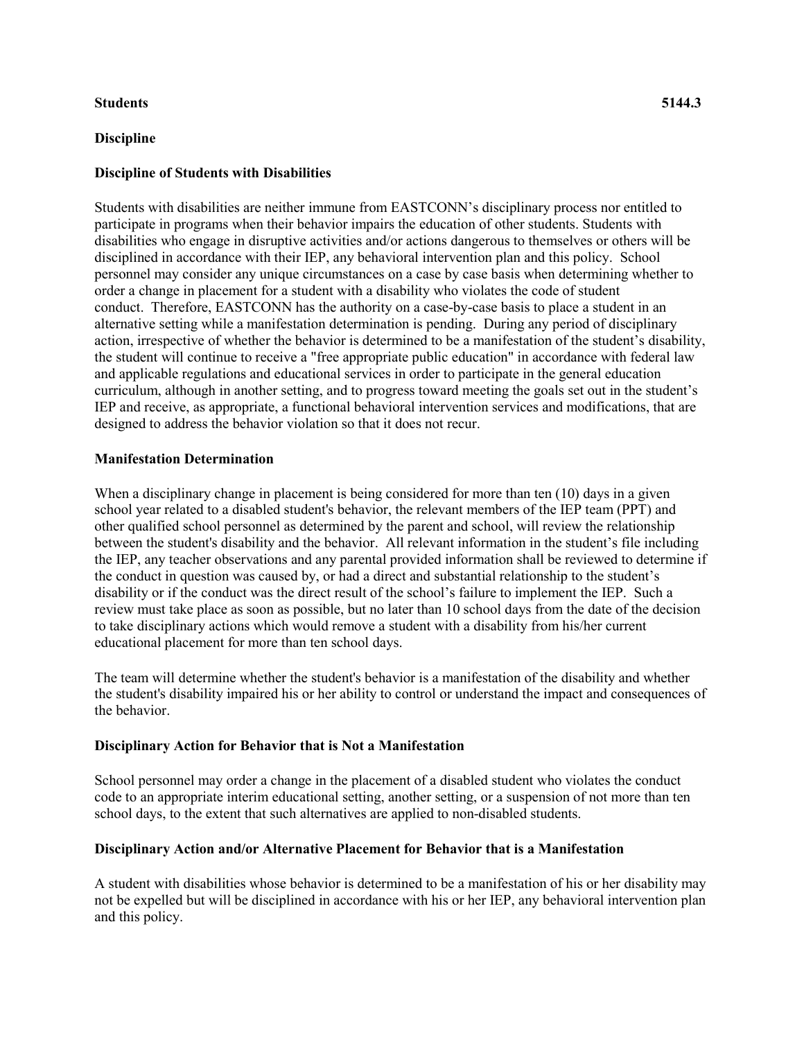**Students 5144.3**

**Discipline**

**Discipline of Students with Disabilities**

Students with disabilities are neither immune from EASTCONN's disciplinary process nor entitled to participate in programs when their behavior impairs the education of other students. Students with disabilities who engage in disruptive activities and/or actions dangerous to themselves or others will be disciplined in accordance with their IEP, any behavioral intervention plan and this policy. School personnel may consider any unique circumstances on a case by case basis when determining whether to order a change in placement for a student with a disability who violates the code of student conduct. Therefore, EASTCONN has the authority on a case-by-case basis to place a student in an alternative setting while a manifestation determination is pending. During any period of disciplinary action, irrespective of whether the behavior is determined to be a manifestation of the student's disability, the student will continue to receive a "free appropriate public education" in accordance with federal law and applicable regulations and educational services in order to participate in the general education curriculum, although in another setting, and to progress toward meeting the goals set out in the student's IEP and receive, as appropriate, a functional behavioral intervention services and modifications, that are designed to address the behavior violation so that it does not recur.

**Manifestation Determination**

When a disciplinary change in placement is being considered for more than ten (10) days in a given school year related to a disabled student's behavior, the relevant members of the IEP team (PPT) and other qualified school personnel as determined by the parent and school, will review the relationship between the student's disability and the behavior. All relevant information in the student's file including the IEP, any teacher observations and any parental provided information shall be reviewed to determine if the conduct in question was caused by, or had a direct and substantial relationship to the student's disability or if the conduct was the direct result of the school's failure to implement the IEP. Such a review must take place as soon as possible, but no later than 10 school days from the date of the decision to take disciplinary actions which would remove a student with a disability from his/her current educational placement for more than ten school days.

The team will determine whether the student's behavior is a manifestation of the disability and whether the student's disability impaired his or her ability to control or understand the impact and consequences of the behavior.

**Disciplinary Action for Behavior that is Not a Manifestation**

School personnel may order a change in the placement of a disabled student who violates the conduct code to an appropriate interim educational setting, another setting, or a suspension of not more than ten school days, to the extent that such alternatives are applied to non-disabled students.

**Disciplinary Action and/or Alternative Placement for Behavior that is a Manifestation**

A student with disabilities whose behavior is determined to be a manifestation of his or her disability may not be expelled but will be disciplined in accordance with his or her IEP, any behavioral intervention plan and this policy.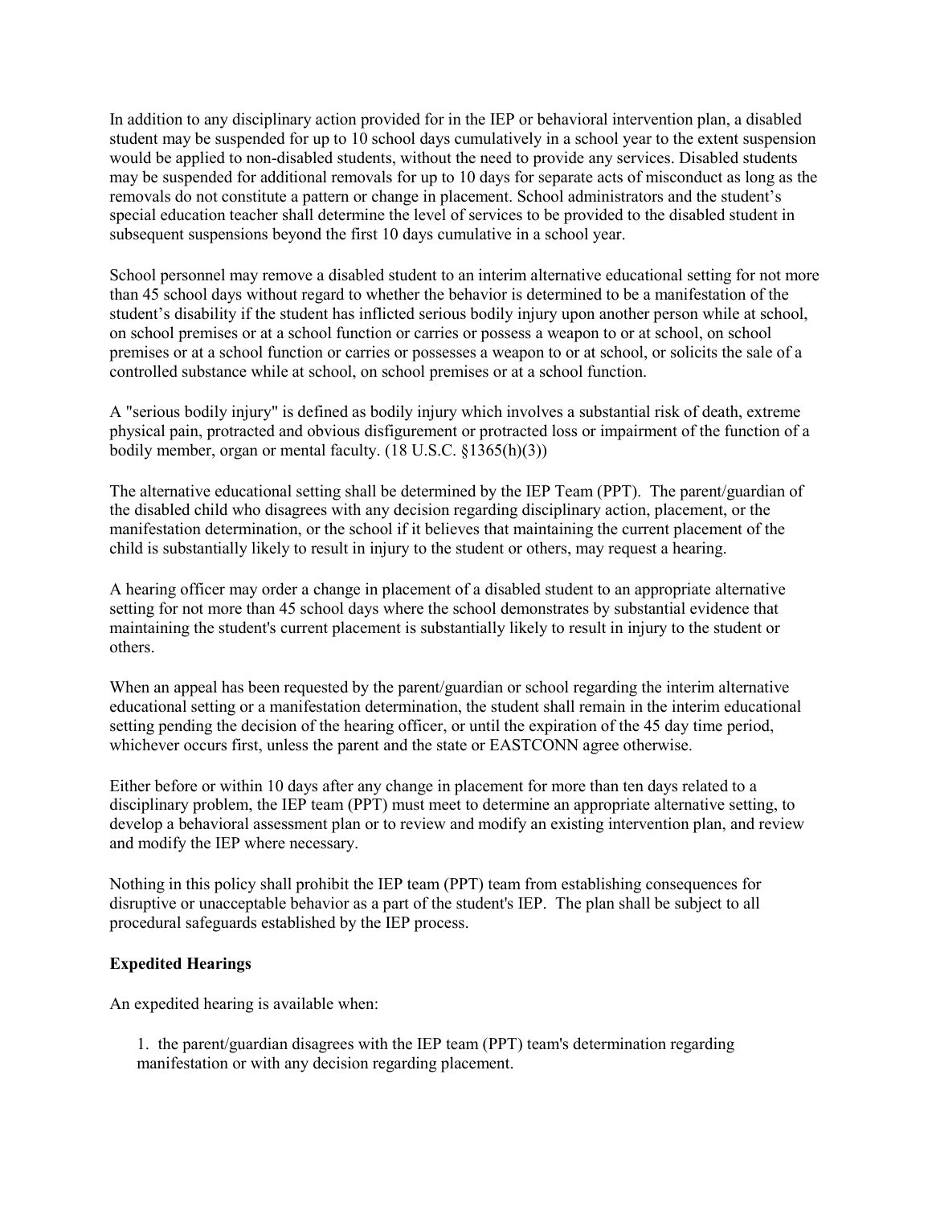In addition to any disciplinary action provided for in the IEP or behavioral intervention plan, a disabled student may be suspended for up to 10 school days cumulatively in a school year to the extent suspension would be applied to non-disabled students, without the need to provide any services. Disabled students may be suspended for additional removals for up to 10 days for separate acts of misconduct as long as the removals do not constitute a pattern or change in placement. School administrators and the student's special education teacher shall determine the level of services to be provided to the disabled student in subsequent suspensions beyond the first 10 days cumulative in a school year.

School personnel may remove a disabled student to an interim alternative educational setting for not more than 45 school days without regard to whether the behavior is determined to be a manifestation of the student's disability if the student has inflicted serious bodily injury upon another person while at school, on school premises or at a school function or carries or possess a weapon to or at school, on school premises or at a school function or carries or possesses a weapon to or at school, or solicits the sale of a controlled substance while at school, on school premises or at a school function.

A "serious bodily injury" is defined as bodily injury which involves a substantial risk of death, extreme physical pain, protracted and obvious disfigurement or protracted loss or impairment of the function of a bodily member, organ or mental faculty. (18 U.S.C. §1365(h)(3))

The alternative educational setting shall be determined by the IEP Team (PPT). The parent/guardian of the disabled child who disagrees with any decision regarding disciplinary action, placement, or the manifestation determination, or the school if it believes that maintaining the current placement of the child is substantially likely to result in injury to the student or others, may request a hearing.

A hearing officer may order a change in placement of a disabled student to an appropriate alternative setting for not more than 45 school days where the school demonstrates by substantial evidence that maintaining the student's current placement is substantially likely to result in injury to the student or others.

When an appeal has been requested by the parent/guardian or school regarding the interim alternative educational setting or a manifestation determination, the student shall remain in the interim educational setting pending the decision of the hearing officer, or until the expiration of the 45 day time period, whichever occurs first, unless the parent and the state or EASTCONN agree otherwise.

Either before or within 10 days after any change in placement for more than ten days related to a disciplinary problem, the IEP team (PPT) must meet to determine an appropriate alternative setting, to develop a behavioral assessment plan or to review and modify an existing intervention plan, and review and modify the IEP where necessary.

Nothing in this policy shall prohibit the IEP team (PPT) team from establishing consequences for disruptive or unacceptable behavior as a part of the student's IEP. The plan shall be subject to all procedural safeguards established by the IEP process.

**Expedited Hearings**

An expedited hearing is available when:

1. the parent/guardian disagrees with the IEP team (PPT) team's determination regarding manifestation or with any decision regarding placement.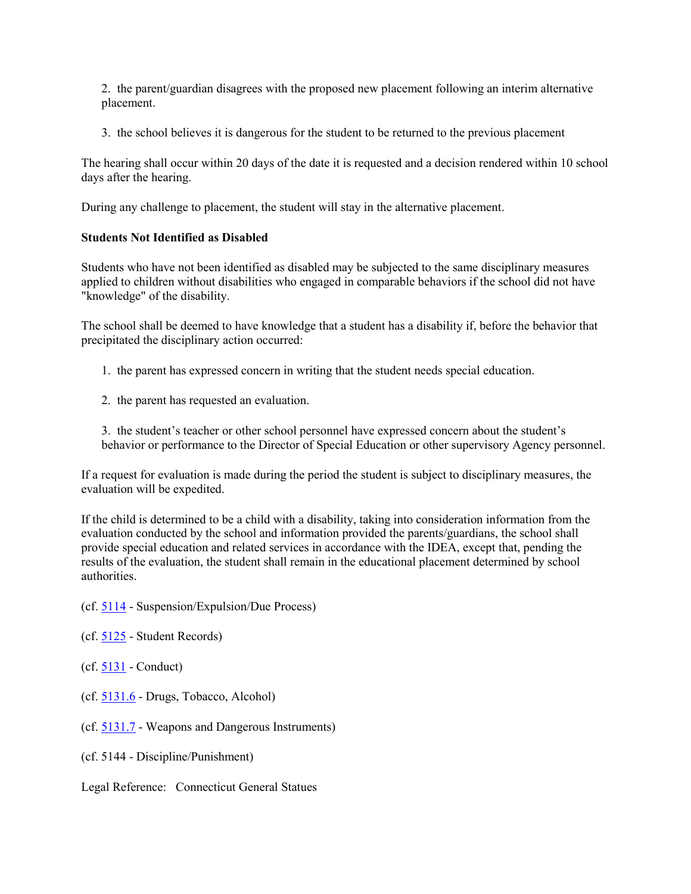2. the parent/guardian disagrees with the proposed new placement following an interim alternative placement.

3. the school believes it is dangerous for the student to be returned to the previous placement

The hearing shall occur within 20 days of the date it is requested and a decision rendered within 10 school days after the hearing.

During any challenge to placement, the student will stay in the alternative placement.

**Students Not Identified as Disabled**

Students who have not been identified as disabled may be subjected to the same disciplinary measures applied to children without disabilities who engaged in comparable behaviors if the school did not have "knowledge" of the disability.

The school shall be deemed to have knowledge that a student has a disability if, before the behavior that precipitated the disciplinary action occurred:

1. the parent has expressed concern in writing that the student needs special education.

2. the parent has requested an evaluation.

3. the student's teacher or other school personnel have expressed concern about the student's behavior or performance to the Director of Special Education or other supervisory Agency personnel.

If a request for evaluation is made during the period the student is subject to disciplinary measures, the evaluation will be expedited.

If the child is determined to be a child with a disability, taking into consideration information from the evaluation conducted by the school and information provided the parents/guardians, the school shall provide special education and related services in accordance with the IDEA, except that, pending the results of the evaluation, the student shall remain in the educational placement determined by school authorities.

(cf. 5114 - Suspension/Expulsion/Due Process)

(cf. 5125 - Student Records)

(cf. 5131 - Conduct)

(cf. 5131.6 - Drugs, Tobacco, Alcohol)

(cf. 5131.7 - Weapons and Dangerous Instruments)

(cf. 5144 - Discipline/Punishment)

Legal Reference: Connecticut General Statues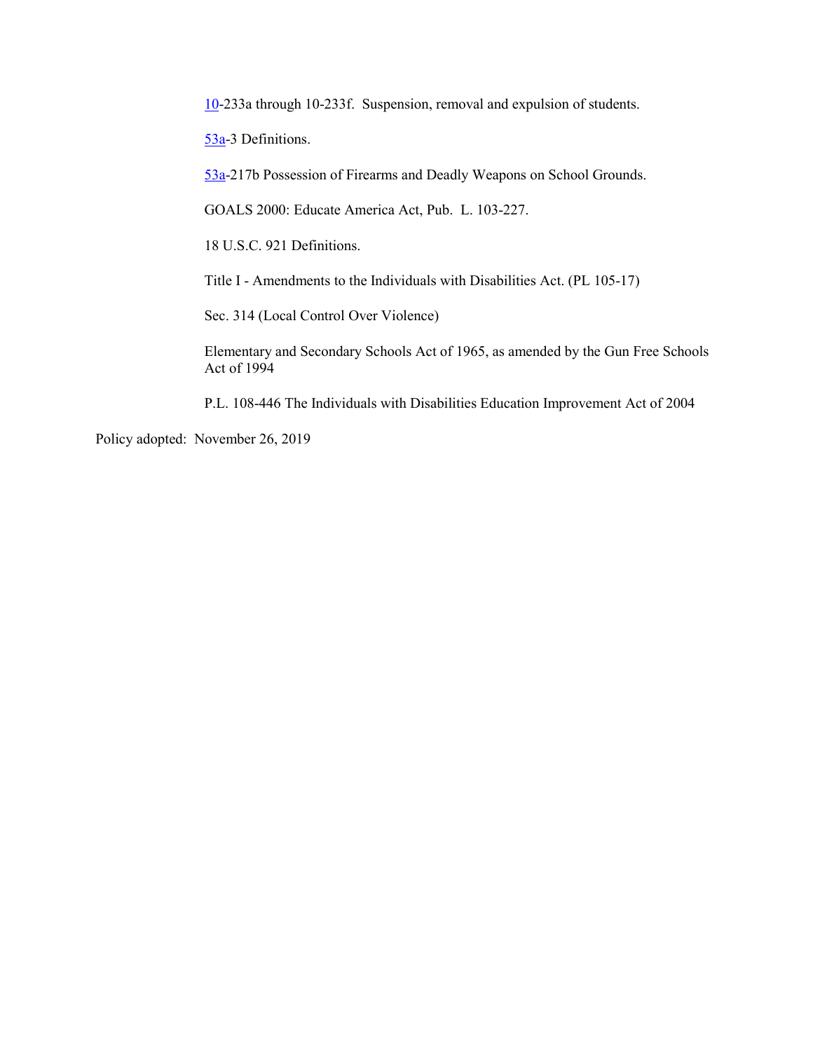10-233a through 10-233f. Suspension, removal and expulsion of students.

53a-3 Definitions.

53a-217b Possession of Firearms and Deadly Weapons on School Grounds.

GOALS 2000: Educate America Act, Pub. L. 103-227.

18 U.S.C. 921 Definitions.

Title I - Amendments to the Individuals with Disabilities Act. (PL 105-17)

Sec. 314 (Local Control Over Violence)

Elementary and Secondary Schools Act of 1965, as amended by the Gun Free Schools Act of 1994

P.L. 108-446 The Individuals with Disabilities Education Improvement Act of 2004

Policy adopted: November 26, 2019